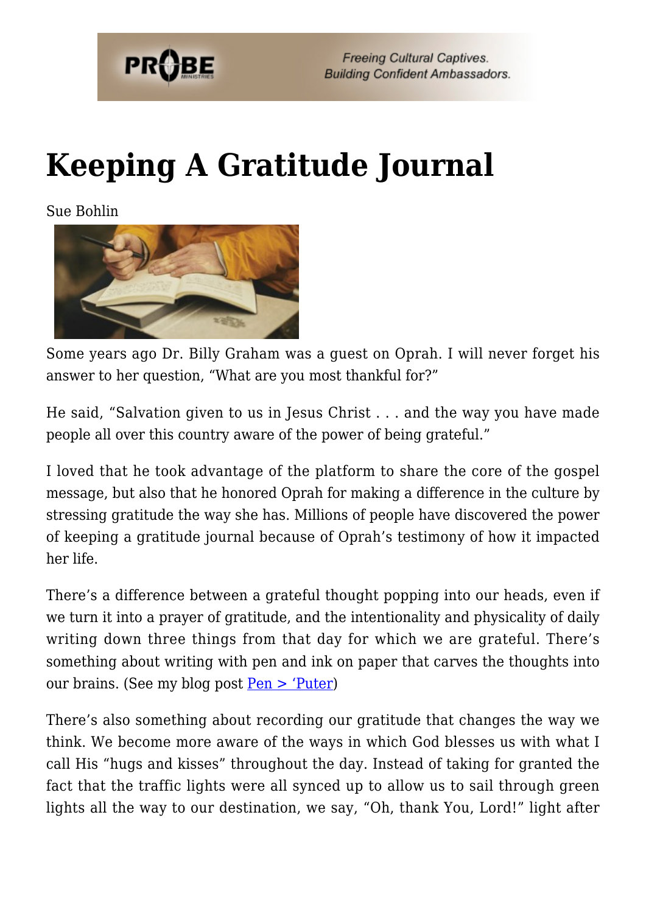# Keeping A Gratitude Journal

Sue Bohlin

Some years ago Dr. Billy Graham was a guest on Oprah. I will never forget his answer to her question, "What are you most thankful for?"

He said, "Salvation given to us in Jesus Christ . . . and the way you have made people all over this country aware of the power of being grateful."

I loved that he took advantage of the platform to share the core of the gospel message, but also that he honored Oprah for making a difference in the culture by stressing gratitude the way she has. Millions of people have discovered the power of keeping a gratitude journal because of Oprah's testimony of how it impacted her life.

There's a difference between a grateful thought popping into our heads, even if we turn it into a prayer of gratitude, and the intentionality and physicality of daily writing down three things from that day for which we are grateful. There's something about writing with pen and ink on paper that carves the thoughts into our brains. (See my blog post Pen > 'Puter)

There's also something about recording our gratitude that changes the way we think. We become more aware of the ways in which God blesses us with what I call His "hugs and kisses" throughout the day. Instead of taking for granted the fact that the traffic lights were all synced up to allow us to sail through green lights all the way to our destination, we say, "Oh, thank You, Lord!" light after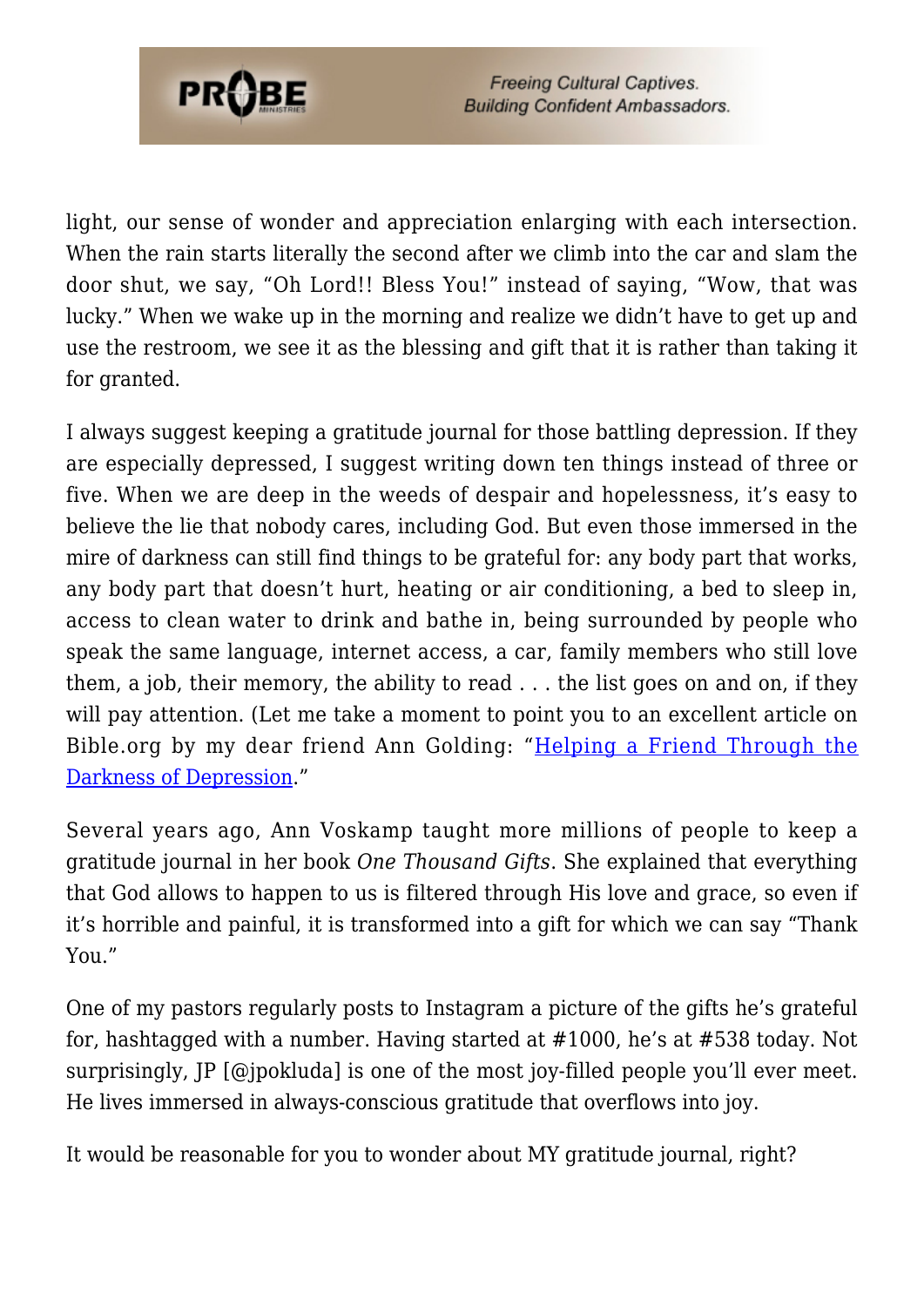light, our sense of wonder and appreciation enlarging with each intersection. When the rain starts literally the second after we climb into the car and slam the door shut, we say, "Oh Lord!! Bless You!" instead of saying, "Wow, that was lucky." When we wake up in the morning and realize we didn't have to get up and use the restroom, we see it as the blessing and gift that it is rather than taking it for granted.

I always suggest keeping a gratitude journal for those battling depression. If they are especially depressed, I suggest writing down ten things instead of three or five. When we are deep in the weeds of despair and hopelessness, it's easy to believe the lie that nobody cares, including God. But even those immersed in the mire of darkness can still find things to be grateful for: any body part that works, any body part that doesn't hurt, heating or air conditioning, a bed to sleep in, access to clean water to drink and bathe in, being surrounded by people who speak the same language, internet access, a car, family members who still love them, a job, their memory, the ability to read . . . the list goes on and on, if they will pay attention. (Let me take a moment to point you to an excellent article on Bible.org by my dear friend Ann Golding: "[Helping a Friend Through the Darkness of Depression](#)."

Several years ago, Ann Voskamp taught more millions of people to keep a gratitude journal in her book *One Thousand Gifts*. She explained that everything that God allows to happen to us is filtered through His love and grace, so even if it's horrible and painful, it is transformed into a gift for which we can say "Thank You."

One of my pastors regularly posts to Instagram a picture of the gifts he's grateful for, hashtagged with a number. Having started at #1000, he's at #538 today. Not surprisingly, JP [@jpokluda] is one of the most joy-filled people you'll ever meet. He lives immersed in always-conscious gratitude that overflows into joy.

It would be reasonable for you to wonder about MY gratitude journal, right?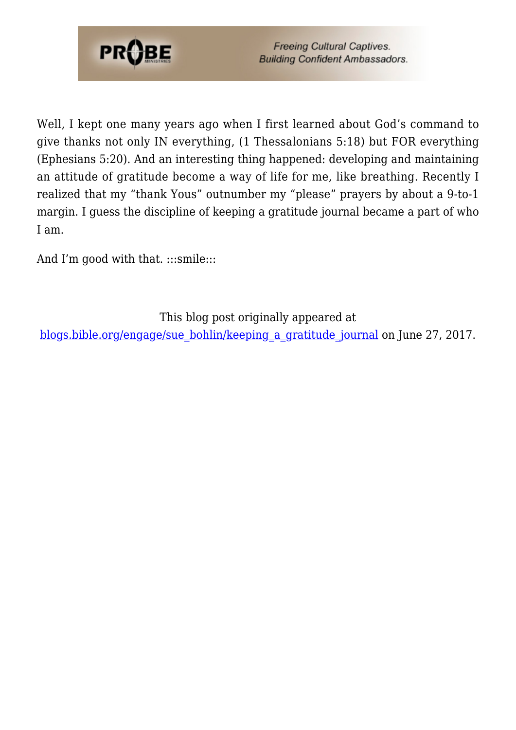Well, I kept one many years ago when I first learned about God's command to give thanks not only IN everything, (1 Thessalonians 5:18) but FOR everything (Ephesians 5:20). And an interesting thing happened: developing and maintaining an attitude of gratitude become a way of life for me, like breathing. Recently I realized that my "thank Yous" outnumber my "please" prayers by about a 9-to-1 margin. I guess the discipline of keeping a gratitude journal became a part of who I am.

And I'm good with that. :::smile:::

This blog post originally appeared at blogs.bible.org/engage/sue_bohlin/keeping_a_gratitude_journal on June 27, 2017.